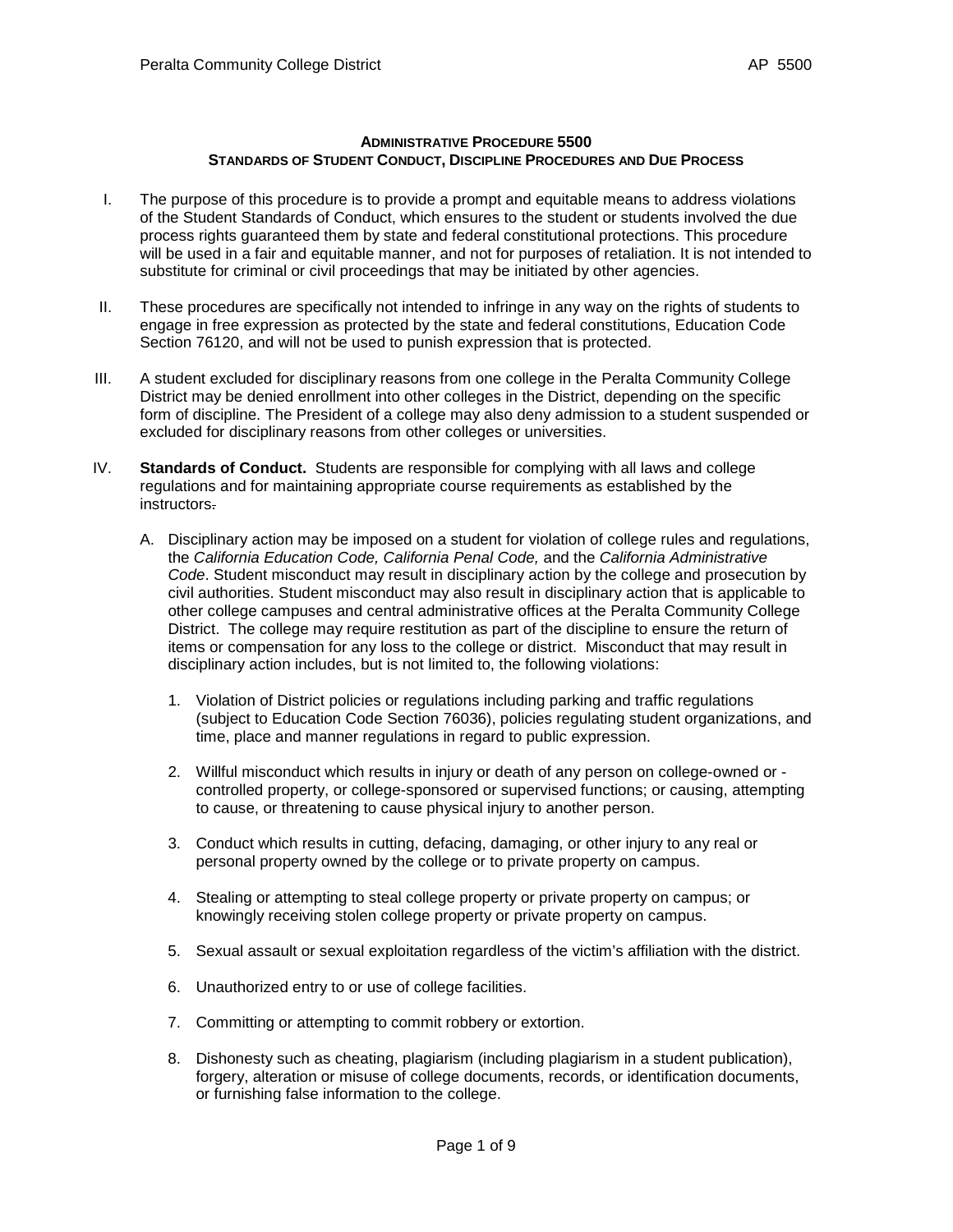**ADMINISTRATIVE PROCEDURE 5500**
**STANDARDS OF STUDENT CONDUCT, DISCIPLINE PROCEDURES AND DUE PROCESS**

I. The purpose of this procedure is to provide a prompt and equitable means to address violations of the Student Standards of Conduct, which ensures to the student or students involved the due process rights guaranteed them by state and federal constitutional protections. This procedure will be used in a fair and equitable manner, and not for purposes of retaliation. It is not intended to substitute for criminal or civil proceedings that may be initiated by other agencies.

II. These procedures are specifically not intended to infringe in any way on the rights of students to engage in free expression as protected by the state and federal constitutions, Education Code Section 76120, and will not be used to punish expression that is protected.

III. A student excluded for disciplinary reasons from one college in the Peralta Community College District may be denied enrollment into other colleges in the District, depending on the specific form of discipline. The President of a college may also deny admission to a student suspended or excluded for disciplinary reasons from other colleges or universities.

IV. **Standards of Conduct.** Students are responsible for complying with all laws and college regulations and for maintaining appropriate course requirements as established by the instructors.

A. Disciplinary action may be imposed on a student for violation of college rules and regulations, the *California Education Code, California Penal Code,* and the *California Administrative Code*. Student misconduct may result in disciplinary action by the college and prosecution by civil authorities. Student misconduct may also result in disciplinary action that is applicable to other college campuses and central administrative offices at the Peralta Community College District. The college may require restitution as part of the discipline to ensure the return of items or compensation for any loss to the college or district. Misconduct that may result in disciplinary action includes, but is not limited to, the following violations:

1. Violation of District policies or regulations including parking and traffic regulations (subject to Education Code Section 76036), policies regulating student organizations, and time, place and manner regulations in regard to public expression.

2. Willful misconduct which results in injury or death of any person on college-owned or -controlled property, or college-sponsored or supervised functions; or causing, attempting to cause, or threatening to cause physical injury to another person.

3. Conduct which results in cutting, defacing, damaging, or other injury to any real or personal property owned by the college or to private property on campus.

4. Stealing or attempting to steal college property or private property on campus; or knowingly receiving stolen college property or private property on campus.

5. Sexual assault or sexual exploitation regardless of the victim's affiliation with the district.

6. Unauthorized entry to or use of college facilities.

7. Committing or attempting to commit robbery or extortion.

8. Dishonesty such as cheating, plagiarism (including plagiarism in a student publication), forgery, alteration or misuse of college documents, records, or identification documents, or furnishing false information to the college.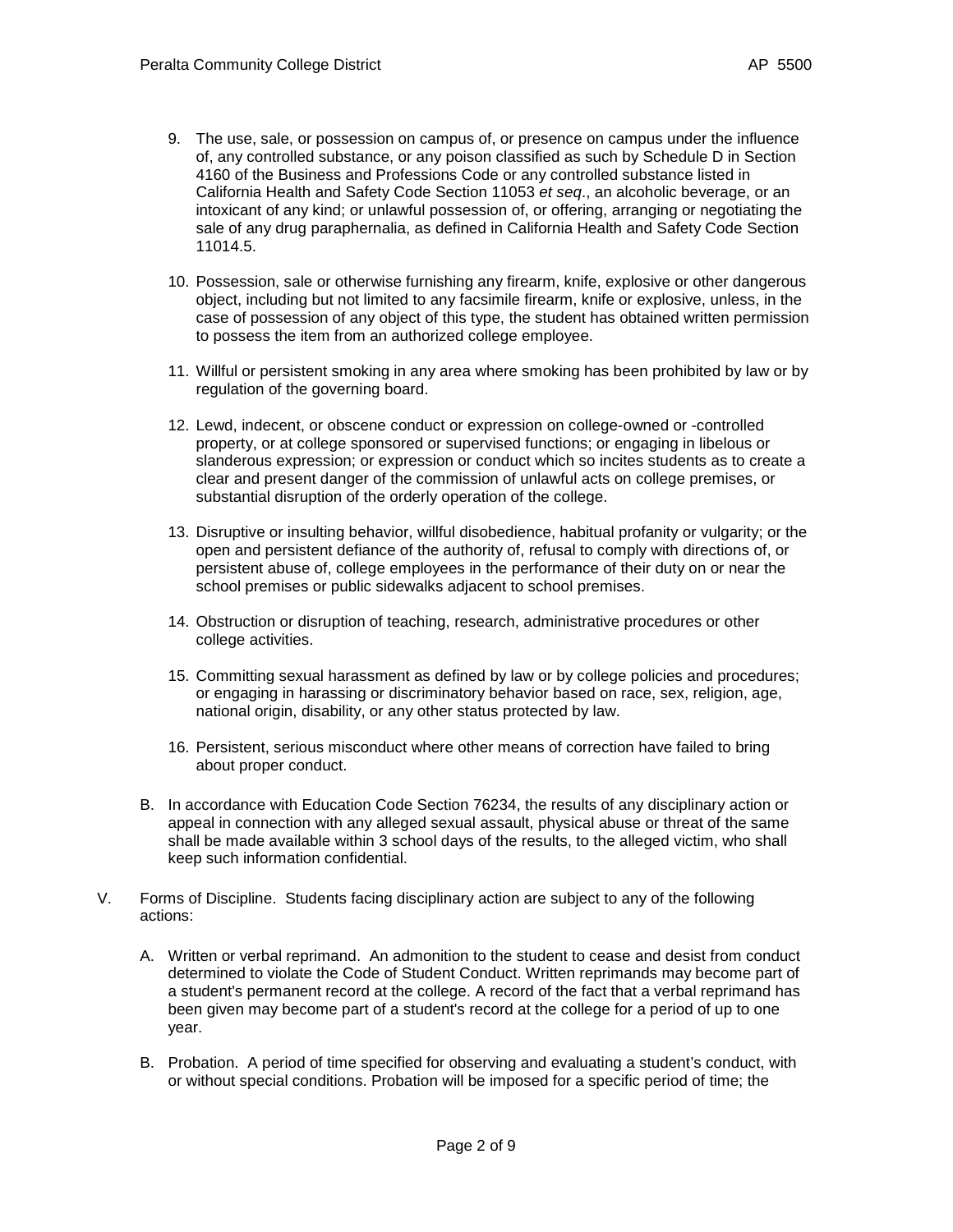9. The use, sale, or possession on campus of, or presence on campus under the influence of, any controlled substance, or any poison classified as such by Schedule D in Section 4160 of the Business and Professions Code or any controlled substance listed in California Health and Safety Code Section 11053 *et seq*., an alcoholic beverage, or an intoxicant of any kind; or unlawful possession of, or offering, arranging or negotiating the sale of any drug paraphernalia, as defined in California Health and Safety Code Section 11014.5.

10. Possession, sale or otherwise furnishing any firearm, knife, explosive or other dangerous object, including but not limited to any facsimile firearm, knife or explosive, unless, in the case of possession of any object of this type, the student has obtained written permission to possess the item from an authorized college employee.

11. Willful or persistent smoking in any area where smoking has been prohibited by law or by regulation of the governing board.

12. Lewd, indecent, or obscene conduct or expression on college-owned or -controlled property, or at college sponsored or supervised functions; or engaging in libelous or slanderous expression; or expression or conduct which so incites students as to create a clear and present danger of the commission of unlawful acts on college premises, or substantial disruption of the orderly operation of the college.

13. Disruptive or insulting behavior, willful disobedience, habitual profanity or vulgarity; or the open and persistent defiance of the authority of, refusal to comply with directions of, or persistent abuse of, college employees in the performance of their duty on or near the school premises or public sidewalks adjacent to school premises.

14. Obstruction or disruption of teaching, research, administrative procedures or other college activities.

15. Committing sexual harassment as defined by law or by college policies and procedures; or engaging in harassing or discriminatory behavior based on race, sex, religion, age, national origin, disability, or any other status protected by law.

16. Persistent, serious misconduct where other means of correction have failed to bring about proper conduct.

B. In accordance with Education Code Section 76234, the results of any disciplinary action or appeal in connection with any alleged sexual assault, physical abuse or threat of the same shall be made available within 3 school days of the results, to the alleged victim, who shall keep such information confidential.

V. Forms of Discipline. Students facing disciplinary action are subject to any of the following actions:

A. Written or verbal reprimand. An admonition to the student to cease and desist from conduct determined to violate the Code of Student Conduct. Written reprimands may become part of a student's permanent record at the college. A record of the fact that a verbal reprimand has been given may become part of a student's record at the college for a period of up to one year.

B. Probation. A period of time specified for observing and evaluating a student's conduct, with or without special conditions. Probation will be imposed for a specific period of time; the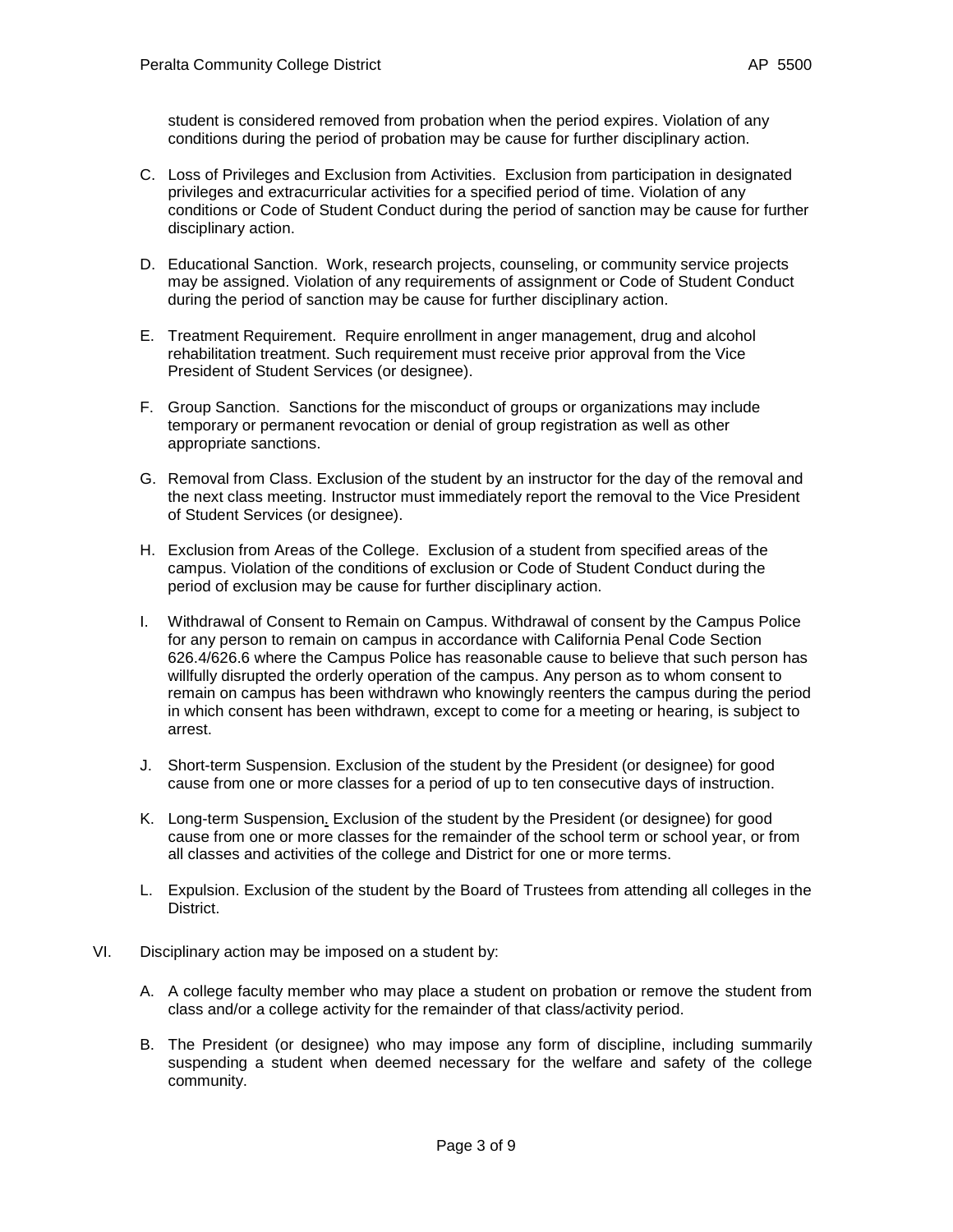student is considered removed from probation when the period expires. Violation of any conditions during the period of probation may be cause for further disciplinary action.

C. Loss of Privileges and Exclusion from Activities. Exclusion from participation in designated privileges and extracurricular activities for a specified period of time. Violation of any conditions or Code of Student Conduct during the period of sanction may be cause for further disciplinary action.

D. Educational Sanction. Work, research projects, counseling, or community service projects may be assigned. Violation of any requirements of assignment or Code of Student Conduct during the period of sanction may be cause for further disciplinary action.

E. Treatment Requirement. Require enrollment in anger management, drug and alcohol rehabilitation treatment. Such requirement must receive prior approval from the Vice President of Student Services (or designee).

F. Group Sanction. Sanctions for the misconduct of groups or organizations may include temporary or permanent revocation or denial of group registration as well as other appropriate sanctions.

G. Removal from Class. Exclusion of the student by an instructor for the day of the removal and the next class meeting. Instructor must immediately report the removal to the Vice President of Student Services (or designee).

H. Exclusion from Areas of the College. Exclusion of a student from specified areas of the campus. Violation of the conditions of exclusion or Code of Student Conduct during the period of exclusion may be cause for further disciplinary action.

I. Withdrawal of Consent to Remain on Campus. Withdrawal of consent by the Campus Police for any person to remain on campus in accordance with California Penal Code Section 626.4/626.6 where the Campus Police has reasonable cause to believe that such person has willfully disrupted the orderly operation of the campus. Any person as to whom consent to remain on campus has been withdrawn who knowingly reenters the campus during the period in which consent has been withdrawn, except to come for a meeting or hearing, is subject to arrest.

J. Short-term Suspension. Exclusion of the student by the President (or designee) for good cause from one or more classes for a period of up to ten consecutive days of instruction.

K. Long-term Suspension. Exclusion of the student by the President (or designee) for good cause from one or more classes for the remainder of the school term or school year, or from all classes and activities of the college and District for one or more terms.

L. Expulsion. Exclusion of the student by the Board of Trustees from attending all colleges in the District.

VI. Disciplinary action may be imposed on a student by:

A. A college faculty member who may place a student on probation or remove the student from class and/or a college activity for the remainder of that class/activity period.

B. The President (or designee) who may impose any form of discipline, including summarily suspending a student when deemed necessary for the welfare and safety of the college community.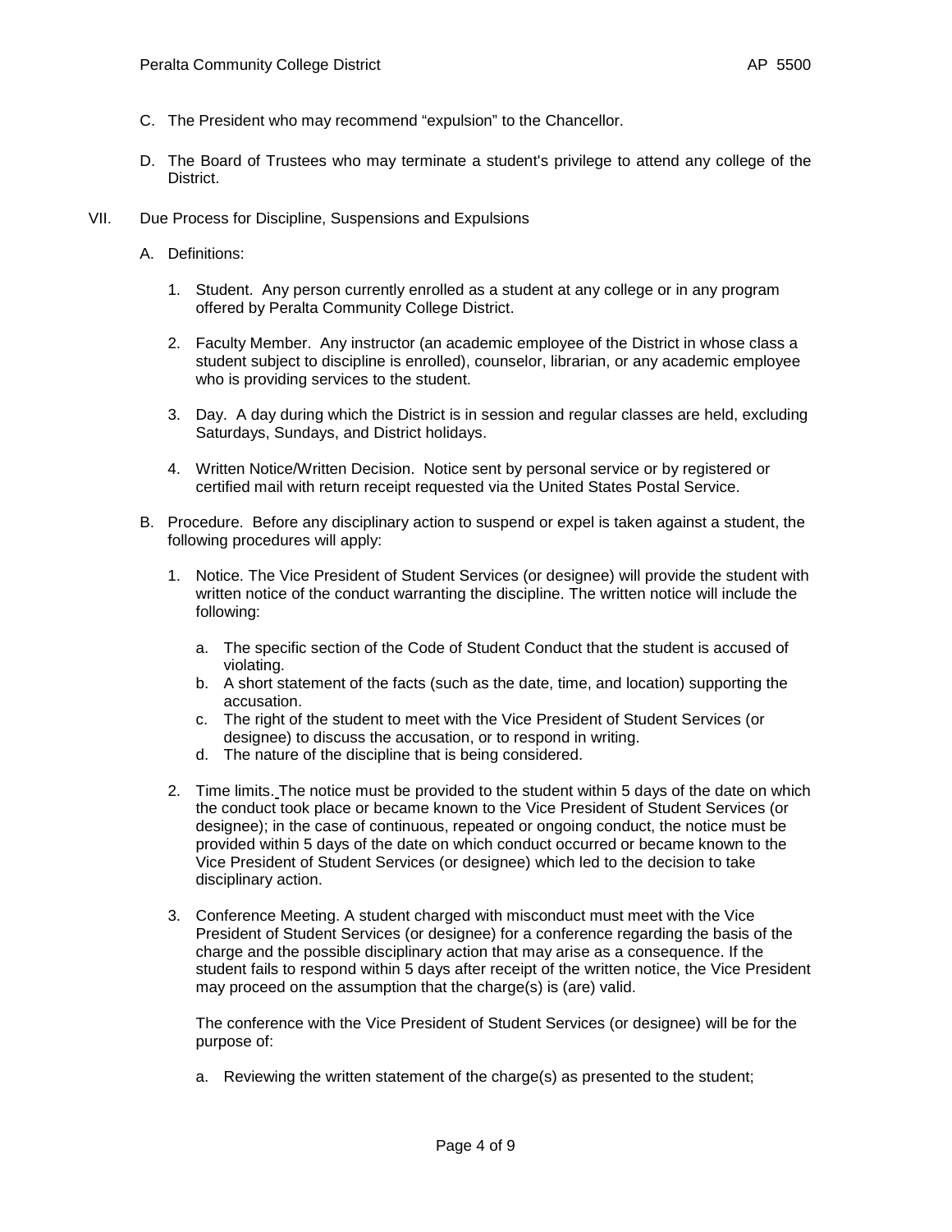C. The President who may recommend "expulsion" to the Chancellor.

D. The Board of Trustees who may terminate a student's privilege to attend any college of the District.

VII. Due Process for Discipline, Suspensions and Expulsions

A. Definitions:

1. Student. Any person currently enrolled as a student at any college or in any program offered by Peralta Community College District.

2. Faculty Member. Any instructor (an academic employee of the District in whose class a student subject to discipline is enrolled), counselor, librarian, or any academic employee who is providing services to the student.

3. Day. A day during which the District is in session and regular classes are held, excluding Saturdays, Sundays, and District holidays.

4. Written Notice/Written Decision. Notice sent by personal service or by registered or certified mail with return receipt requested via the United States Postal Service.

B. Procedure. Before any disciplinary action to suspend or expel is taken against a student, the following procedures will apply:

1. Notice. The Vice President of Student Services (or designee) will provide the student with written notice of the conduct warranting the discipline. The written notice will include the following:

   a. The specific section of the Code of Student Conduct that the student is accused of violating.
   b. A short statement of the facts (such as the date, time, and location) supporting the accusation.
   c. The right of the student to meet with the Vice President of Student Services (or designee) to discuss the accusation, or to respond in writing.
   d. The nature of the discipline that is being considered.

2. Time limits. The notice must be provided to the student within 5 days of the date on which the conduct took place or became known to the Vice President of Student Services (or designee); in the case of continuous, repeated or ongoing conduct, the notice must be provided within 5 days of the date on which conduct occurred or became known to the Vice President of Student Services (or designee) which led to the decision to take disciplinary action.

3. Conference Meeting. A student charged with misconduct must meet with the Vice President of Student Services (or designee) for a conference regarding the basis of the charge and the possible disciplinary action that may arise as a consequence. If the student fails to respond within 5 days after receipt of the written notice, the Vice President may proceed on the assumption that the charge(s) is (are) valid.

   The conference with the Vice President of Student Services (or designee) will be for the purpose of:

   a. Reviewing the written statement of the charge(s) as presented to the student;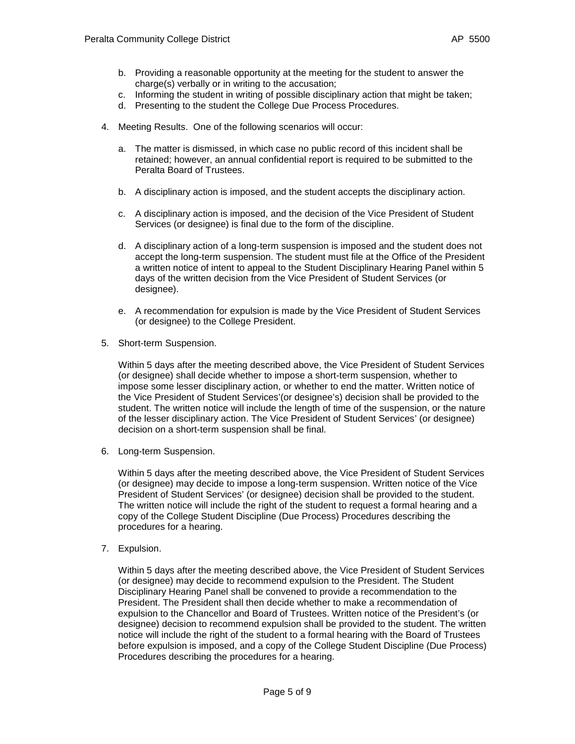b. Providing a reasonable opportunity at the meeting for the student to answer the charge(s) verbally or in writing to the accusation;
c. Informing the student in writing of possible disciplinary action that might be taken;
d. Presenting to the student the College Due Process Procedures.

4. Meeting Results. One of the following scenarios will occur:

   a. The matter is dismissed, in which case no public record of this incident shall be retained; however, an annual confidential report is required to be submitted to the Peralta Board of Trustees.

   b. A disciplinary action is imposed, and the student accepts the disciplinary action.

   c. A disciplinary action is imposed, and the decision of the Vice President of Student Services (or designee) is final due to the form of the discipline.

   d. A disciplinary action of a long-term suspension is imposed and the student does not accept the long-term suspension. The student must file at the Office of the President a written notice of intent to appeal to the Student Disciplinary Hearing Panel within 5 days of the written decision from the Vice President of Student Services (or designee).

   e. A recommendation for expulsion is made by the Vice President of Student Services (or designee) to the College President.

5. Short-term Suspension.

   Within 5 days after the meeting described above, the Vice President of Student Services (or designee) shall decide whether to impose a short-term suspension, whether to impose some lesser disciplinary action, or whether to end the matter. Written notice of the Vice President of Student Services'(or designee's) decision shall be provided to the student. The written notice will include the length of time of the suspension, or the nature of the lesser disciplinary action. The Vice President of Student Services' (or designee) decision on a short-term suspension shall be final.

6. Long-term Suspension.

   Within 5 days after the meeting described above, the Vice President of Student Services (or designee) may decide to impose a long-term suspension. Written notice of the Vice President of Student Services' (or designee) decision shall be provided to the student. The written notice will include the right of the student to request a formal hearing and a copy of the College Student Discipline (Due Process) Procedures describing the procedures for a hearing.

7. Expulsion.

   Within 5 days after the meeting described above, the Vice President of Student Services (or designee) may decide to recommend expulsion to the President. The Student Disciplinary Hearing Panel shall be convened to provide a recommendation to the President. The President shall then decide whether to make a recommendation of expulsion to the Chancellor and Board of Trustees. Written notice of the President's (or designee) decision to recommend expulsion shall be provided to the student. The written notice will include the right of the student to a formal hearing with the Board of Trustees before expulsion is imposed, and a copy of the College Student Discipline (Due Process) Procedures describing the procedures for a hearing.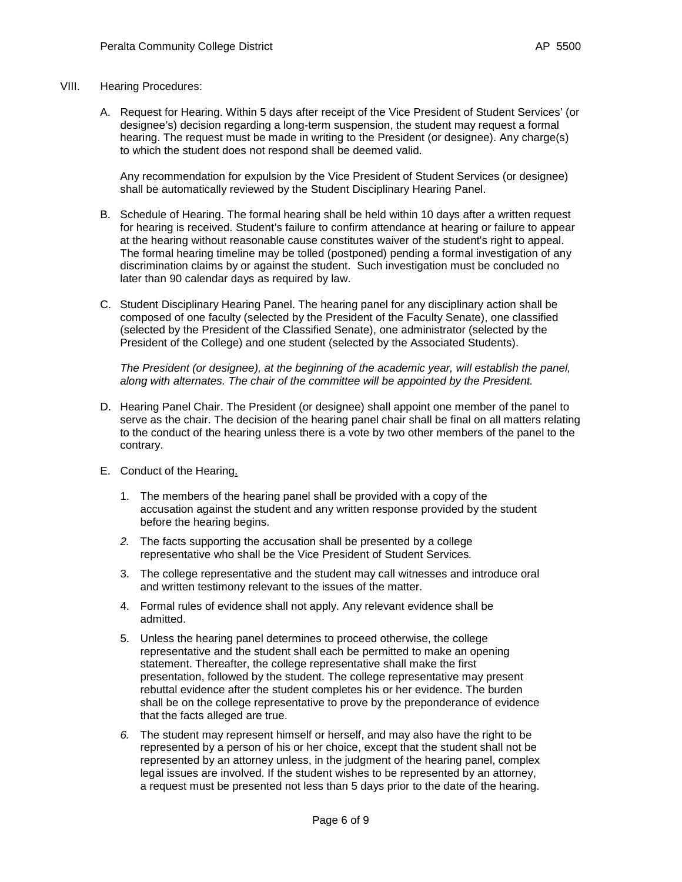VIII. Hearing Procedures:

A. Request for Hearing. Within 5 days after receipt of the Vice President of Student Services' (or designee's) decision regarding a long-term suspension, the student may request a formal hearing. The request must be made in writing to the President (or designee). Any charge(s) to which the student does not respond shall be deemed valid.

   Any recommendation for expulsion by the Vice President of Student Services (or designee) shall be automatically reviewed by the Student Disciplinary Hearing Panel.

B. Schedule of Hearing. The formal hearing shall be held within 10 days after a written request for hearing is received. Student's failure to confirm attendance at hearing or failure to appear at the hearing without reasonable cause constitutes waiver of the student's right to appeal. The formal hearing timeline may be tolled (postponed) pending a formal investigation of any discrimination claims by or against the student. Such investigation must be concluded no later than 90 calendar days as required by law.

C. Student Disciplinary Hearing Panel. The hearing panel for any disciplinary action shall be composed of one faculty (selected by the President of the Faculty Senate), one classified (selected by the President of the Classified Senate), one administrator (selected by the President of the College) and one student (selected by the Associated Students).

   *The President (or designee), at the beginning of the academic year, will establish the panel, along with alternates. The chair of the committee will be appointed by the President.*

D. Hearing Panel Chair. The President (or designee) shall appoint one member of the panel to serve as the chair. The decision of the hearing panel chair shall be final on all matters relating to the conduct of the hearing unless there is a vote by two other members of the panel to the contrary.

E. Conduct of the Hearing.

   1. The members of the hearing panel shall be provided with a copy of the accusation against the student and any written response provided by the student before the hearing begins.
   2. The facts supporting the accusation shall be presented by a college representative who shall be the Vice President of Student Services.
   3. The college representative and the student may call witnesses and introduce oral and written testimony relevant to the issues of the matter.
   4. Formal rules of evidence shall not apply. Any relevant evidence shall be admitted.
   5. Unless the hearing panel determines to proceed otherwise, the college representative and the student shall each be permitted to make an opening statement. Thereafter, the college representative shall make the first presentation, followed by the student. The college representative may present rebuttal evidence after the student completes his or her evidence. The burden shall be on the college representative to prove by the preponderance of evidence that the facts alleged are true.
   6. The student may represent himself or herself, and may also have the right to be represented by a person of his or her choice, except that the student shall not be represented by an attorney unless, in the judgment of the hearing panel, complex legal issues are involved. If the student wishes to be represented by an attorney, a request must be presented not less than 5 days prior to the date of the hearing.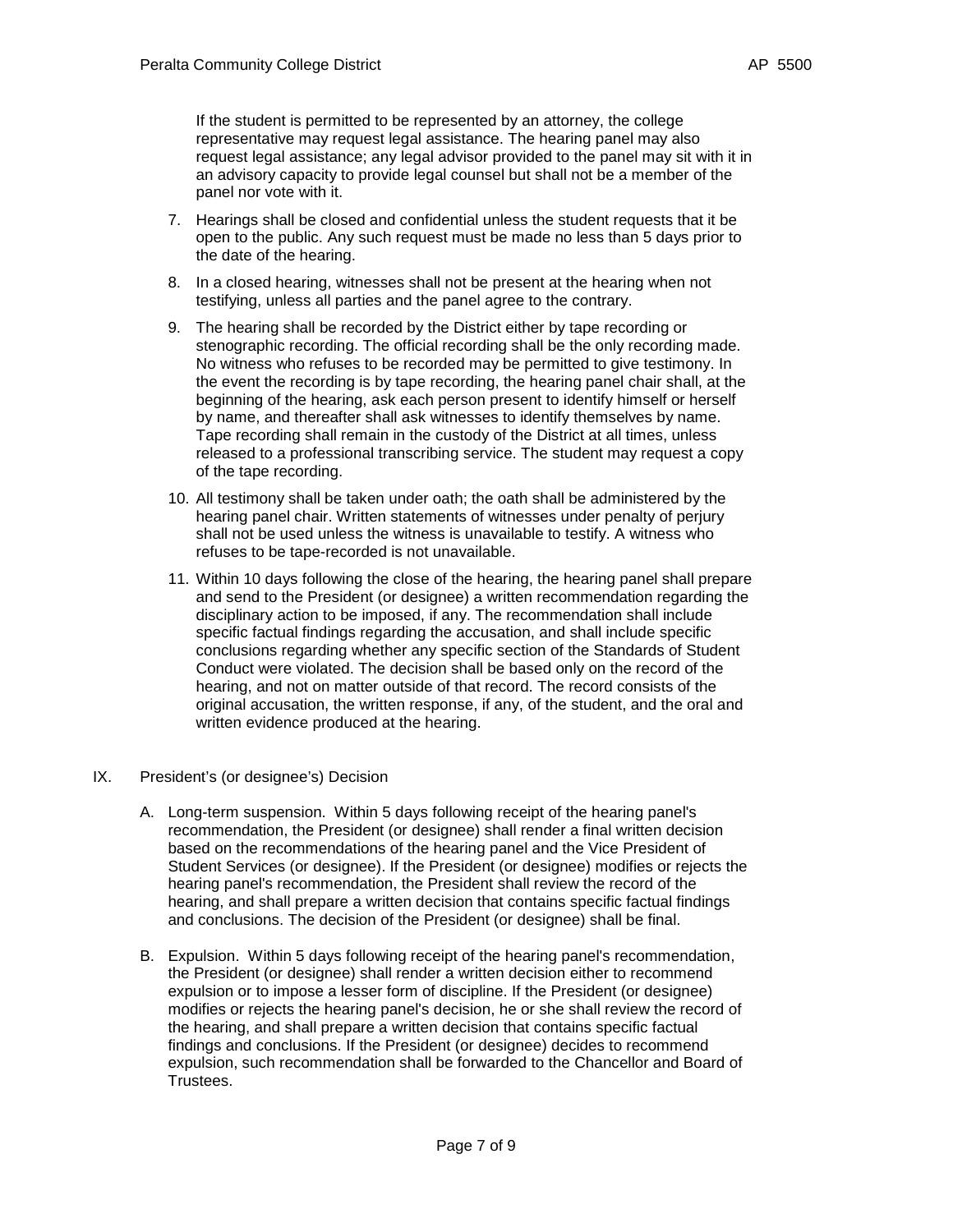If the student is permitted to be represented by an attorney, the college representative may request legal assistance. The hearing panel may also request legal assistance; any legal advisor provided to the panel may sit with it in an advisory capacity to provide legal counsel but shall not be a member of the panel nor vote with it.

7. Hearings shall be closed and confidential unless the student requests that it be open to the public. Any such request must be made no less than 5 days prior to the date of the hearing.

8. In a closed hearing, witnesses shall not be present at the hearing when not testifying, unless all parties and the panel agree to the contrary.

9. The hearing shall be recorded by the District either by tape recording or stenographic recording. The official recording shall be the only recording made. No witness who refuses to be recorded may be permitted to give testimony. In the event the recording is by tape recording, the hearing panel chair shall, at the beginning of the hearing, ask each person present to identify himself or herself by name, and thereafter shall ask witnesses to identify themselves by name. Tape recording shall remain in the custody of the District at all times, unless released to a professional transcribing service. The student may request a copy of the tape recording.

10. All testimony shall be taken under oath; the oath shall be administered by the hearing panel chair. Written statements of witnesses under penalty of perjury shall not be used unless the witness is unavailable to testify. A witness who refuses to be tape-recorded is not unavailable.

11. Within 10 days following the close of the hearing, the hearing panel shall prepare and send to the President (or designee) a written recommendation regarding the disciplinary action to be imposed, if any. The recommendation shall include specific factual findings regarding the accusation, and shall include specific conclusions regarding whether any specific section of the Standards of Student Conduct were violated. The decision shall be based only on the record of the hearing, and not on matter outside of that record. The record consists of the original accusation, the written response, if any, of the student, and the oral and written evidence produced at the hearing.

## IX. President's (or designee's) Decision

A. Long-term suspension. Within 5 days following receipt of the hearing panel's recommendation, the President (or designee) shall render a final written decision based on the recommendations of the hearing panel and the Vice President of Student Services (or designee). If the President (or designee) modifies or rejects the hearing panel's recommendation, the President shall review the record of the hearing, and shall prepare a written decision that contains specific factual findings and conclusions. The decision of the President (or designee) shall be final.

B. Expulsion. Within 5 days following receipt of the hearing panel's recommendation, the President (or designee) shall render a written decision either to recommend expulsion or to impose a lesser form of discipline. If the President (or designee) modifies or rejects the hearing panel's decision, he or she shall review the record of the hearing, and shall prepare a written decision that contains specific factual findings and conclusions. If the President (or designee) decides to recommend expulsion, such recommendation shall be forwarded to the Chancellor and Board of Trustees.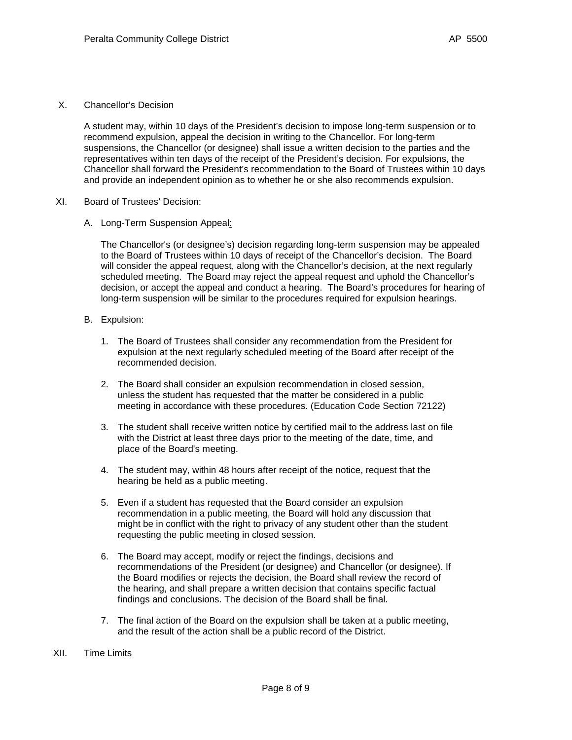## X. Chancellor's Decision

A student may, within 10 days of the President's decision to impose long-term suspension or to recommend expulsion, appeal the decision in writing to the Chancellor. For long-term suspensions, the Chancellor (or designee) shall issue a written decision to the parties and the representatives within ten days of the receipt of the President's decision. For expulsions, the Chancellor shall forward the President's recommendation to the Board of Trustees within 10 days and provide an independent opinion as to whether he or she also recommends expulsion.

## XI. Board of Trustees' Decision:

### A. Long-Term Suspension Appeal:

The Chancellor's (or designee's) decision regarding long-term suspension may be appealed to the Board of Trustees within 10 days of receipt of the Chancellor's decision. The Board will consider the appeal request, along with the Chancellor's decision, at the next regularly scheduled meeting. The Board may reject the appeal request and uphold the Chancellor's decision, or accept the appeal and conduct a hearing. The Board's procedures for hearing of long-term suspension will be similar to the procedures required for expulsion hearings.

### B. Expulsion:

1. The Board of Trustees shall consider any recommendation from the President for expulsion at the next regularly scheduled meeting of the Board after receipt of the recommended decision.
2. The Board shall consider an expulsion recommendation in closed session, unless the student has requested that the matter be considered in a public meeting in accordance with these procedures. (Education Code Section 72122)
3. The student shall receive written notice by certified mail to the address last on file with the District at least three days prior to the meeting of the date, time, and place of the Board's meeting.
4. The student may, within 48 hours after receipt of the notice, request that the hearing be held as a public meeting.
5. Even if a student has requested that the Board consider an expulsion recommendation in a public meeting, the Board will hold any discussion that might be in conflict with the right to privacy of any student other than the student requesting the public meeting in closed session.
6. The Board may accept, modify or reject the findings, decisions and recommendations of the President (or designee) and Chancellor (or designee). If the Board modifies or rejects the decision, the Board shall review the record of the hearing, and shall prepare a written decision that contains specific factual findings and conclusions. The decision of the Board shall be final.
7. The final action of the Board on the expulsion shall be taken at a public meeting, and the result of the action shall be a public record of the District.

## XII. Time Limits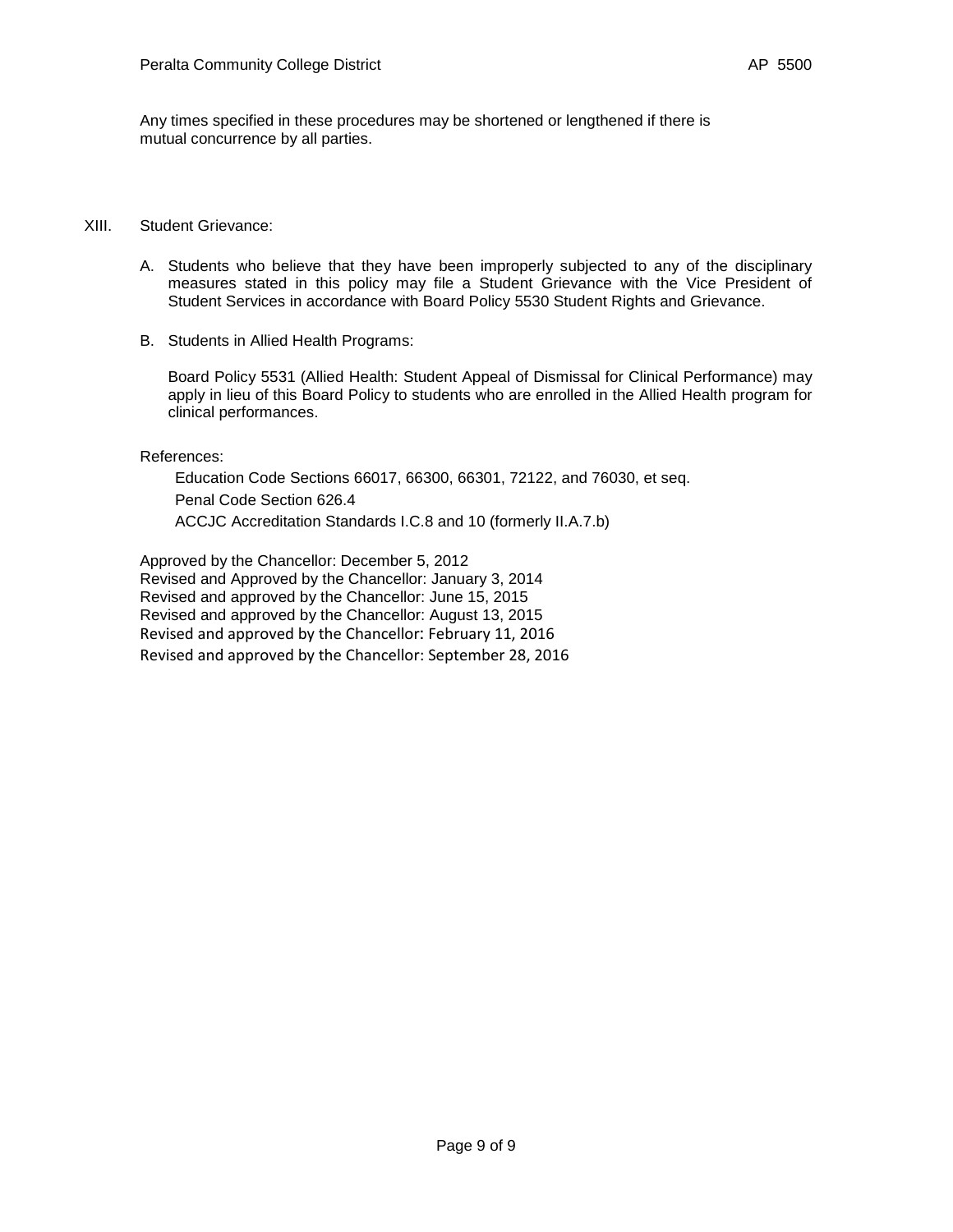Any times specified in these procedures may be shortened or lengthened if there is mutual concurrence by all parties.

## XIII. Student Grievance:

A. Students who believe that they have been improperly subjected to any of the disciplinary measures stated in this policy may file a Student Grievance with the Vice President of Student Services in accordance with Board Policy 5530 Student Rights and Grievance.

B. Students in Allied Health Programs:

   Board Policy 5531 (Allied Health: Student Appeal of Dismissal for Clinical Performance) may apply in lieu of this Board Policy to students who are enrolled in the Allied Health program for clinical performances.

References:

Education Code Sections 66017, 66300, 66301, 72122, and 76030, et seq.
Penal Code Section 626.4
ACCJC Accreditation Standards I.C.8 and 10 (formerly II.A.7.b)

Approved by the Chancellor: December 5, 2012
Revised and Approved by the Chancellor: January 3, 2014
Revised and approved by the Chancellor: June 15, 2015
Revised and approved by the Chancellor: August 13, 2015
Revised and approved by the Chancellor: February 11, 2016
Revised and approved by the Chancellor: September 28, 2016